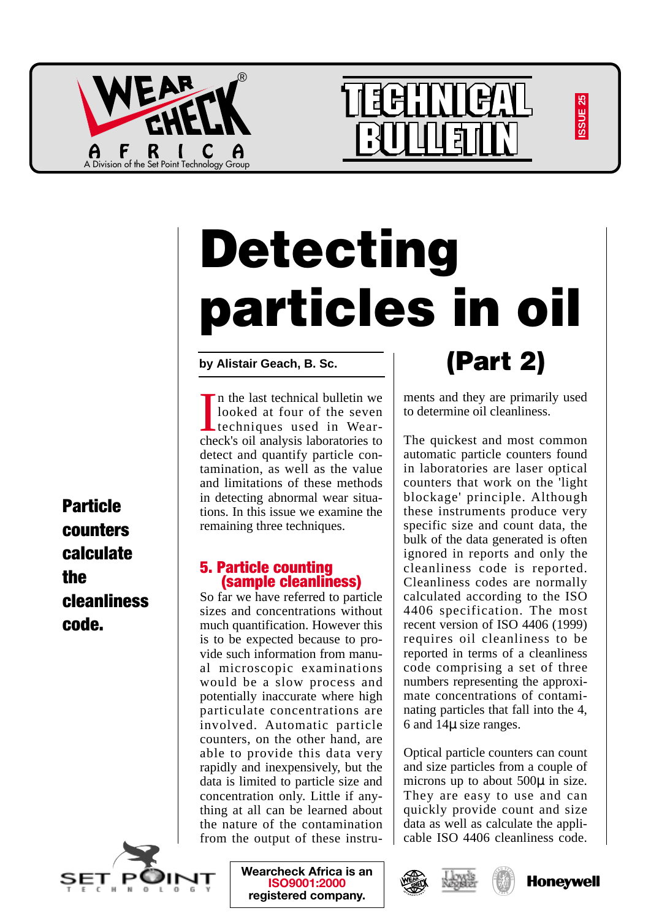# Detecting particles in oil (Part 2)

by Alistair Geach, B. Sc.

**Particle counters calculate the cleanliness code.**

In the last technical bulletin we looked at four of the seven techniques used in Wearcheck's oil analysis laboratories to detect and quantify particle contamination, as well as the value and limitations of these methods in detecting abnormal wear situations. In this issue we examine the remaining three techniques.

## 5. Particle counting (sample cleanliness)

So far we have referred to particle sizes and concentrations without much quantification. However this is to be expected because to provide such information from manual microscopic examinations would be a slow process and potentially inaccurate where high particulate concentrations are involved. Automatic particle counters, on the other hand, are able to provide this data very rapidly and inexpensively, but the data is limited to particle size and concentration only. Little if anything at all can be learned about the nature of the contamination from the output of these instruments and they are primarily used to determine oil cleanliness.

The quickest and most common automatic particle counters found in laboratories are laser optical counters that work on the 'light blockage' principle. Although these instruments produce very specific size and count data, the bulk of the data generated is often ignored in reports and only the cleanliness code is reported. Cleanliness codes are normally calculated according to the ISO 4406 specification. The most recent version of ISO 4406 (1999) requires oil cleanliness to be reported in terms of a cleanliness code comprising a set of three numbers representing the approximate concentrations of contaminating particles that fall into the 4, 6 and 14µ size ranges.

Optical particle counters can count and size particles from a couple of microns up to about 500µ in size. They are easy to use and can quickly provide count and size data as well as calculate the applicable ISO 4406 cleanliness code.

Wearcheck Africa is an ISO9001:2000 registered company.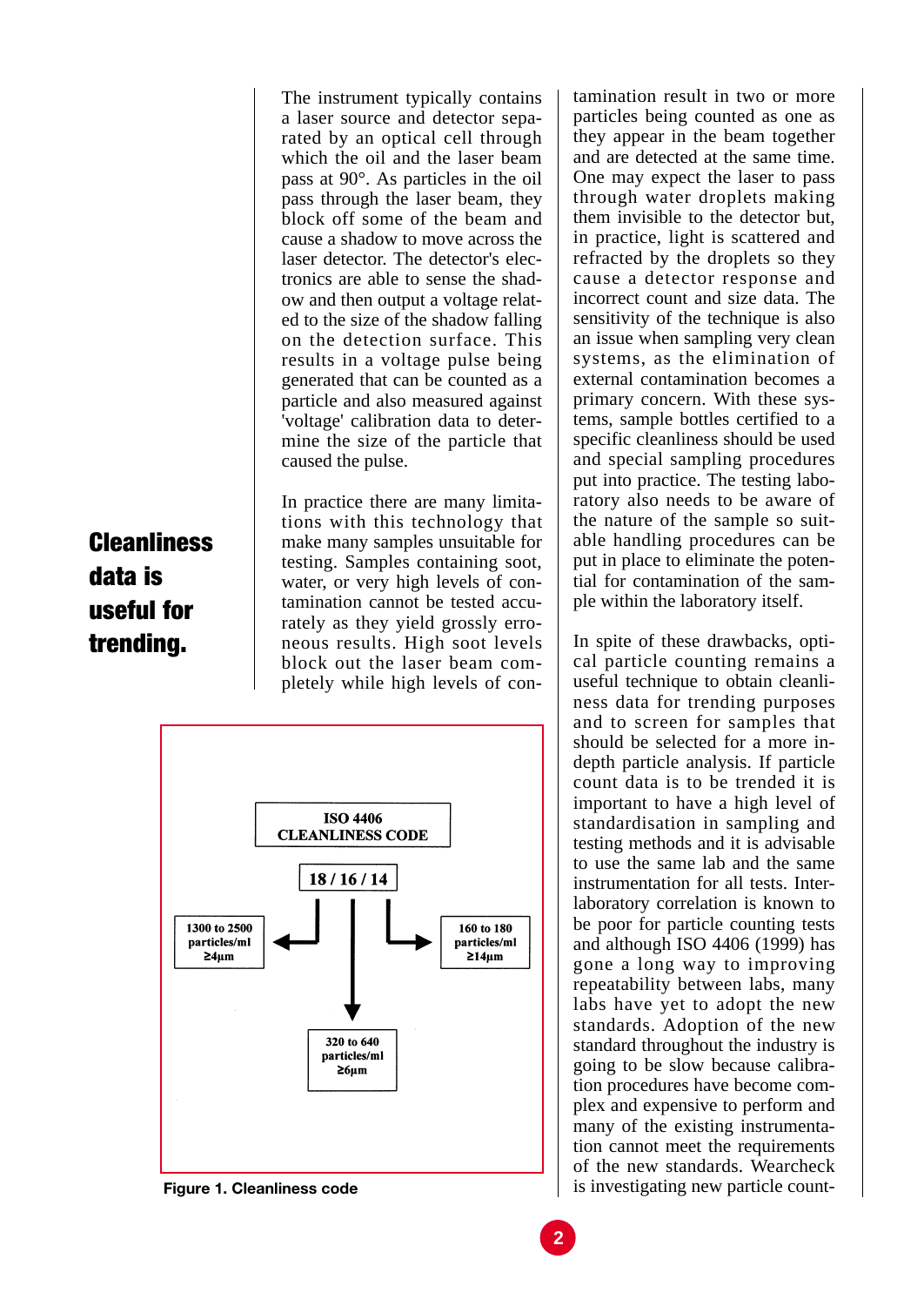The instrument typically contains a laser source and detector separated by an optical cell through which the oil and the laser beam pass at 90°. As particles in the oil pass through the laser beam, they block off some of the beam and cause a shadow to move across the laser detector. The detector's electronics are able to sense the shadow and then output a voltage related to the size of the shadow falling on the detection surface. This results in a voltage pulse being generated that can be counted as a particle and also measured against 'voltage' calibration data to determine the size of the particle that caused the pulse.

**Cleanliness data is useful for trending.**

In practice there are many limitations with this technology that make many samples unsuitable for testing. Samples containing soot, water, or very high levels of contamination cannot be tested accurately as they yield grossly erroneous results. High soot levels block out the laser beam completely while high levels of contamination result in two or more particles being counted as one as they appear in the beam together and are detected at the same time. One may expect the laser to pass through water droplets making them invisible to the detector but, in practice, light is scattered and refracted by the droplets so they cause a detector response and incorrect count and size data. The sensitivity of the technique is also an issue when sampling very clean systems, as the elimination of external contamination becomes a primary concern. With these systems, sample bottles certified to a specific cleanliness should be used and special sampling procedures put into practice. The testing laboratory also needs to be aware of the nature of the sample so suitable handling procedures can be put in place to eliminate the potential for contamination of the sample within the laboratory itself.

ISO 4406
CLEANLINESS CODE

18 / 16 / 14

1300 to 2500
particles/ml
≥4µm

320 to 640
particles/ml
≥6µm

160 to 180
particles/ml
≥14µm

Figure 1. Cleanliness code

In spite of these drawbacks, optical particle counting remains a useful technique to obtain cleanliness data for trending purposes and to screen for samples that should be selected for a more in-depth particle analysis. If particle count data is to be trended it is important to have a high level of standardisation in sampling and testing methods and it is advisable to use the same lab and the same instrumentation for all tests. Inter-laboratory correlation is known to be poor for particle counting tests and although ISO 4406 (1999) has gone a long way to improving repeatability between labs, many labs have yet to adopt the new standards. Adoption of the new standard throughout the industry is going to be slow because calibration procedures have become complex and expensive to perform and many of the existing instrumentation cannot meet the requirements of the new standards. Wearcheck is investigating new particle count-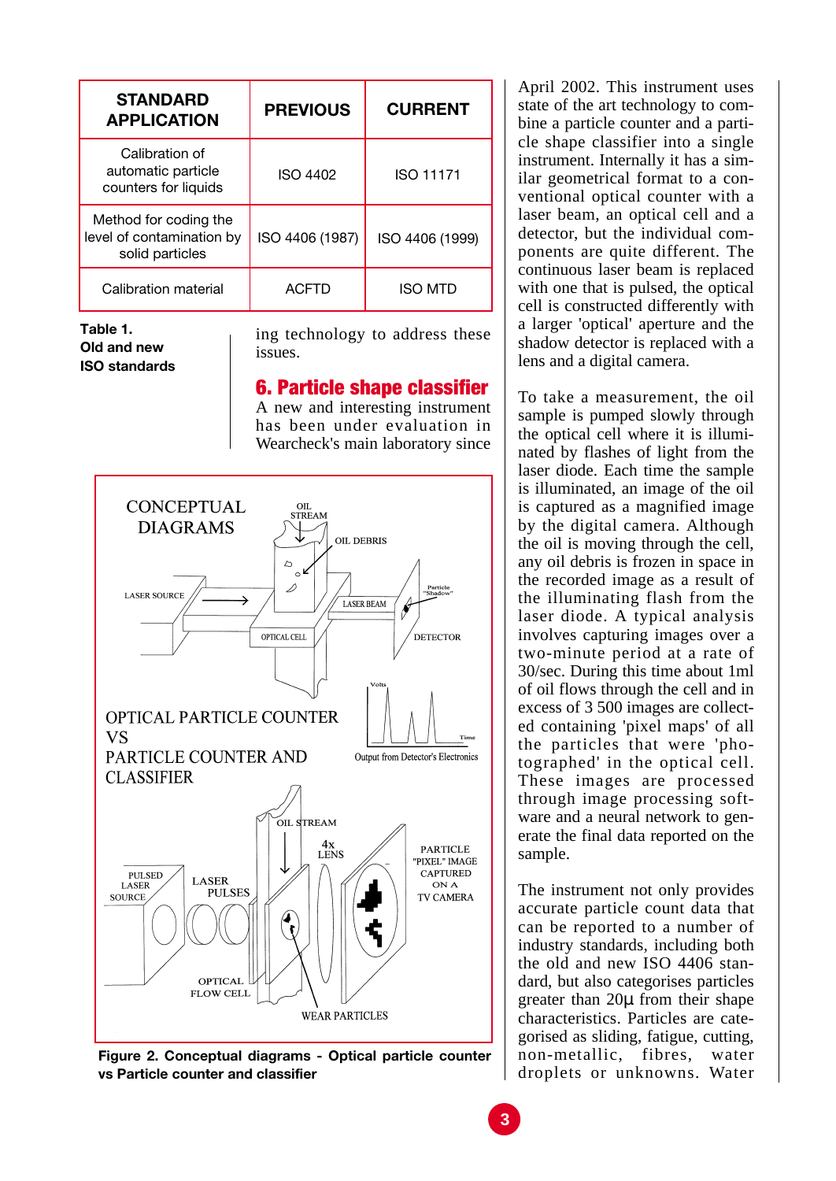| STANDARD APPLICATION | PREVIOUS | CURRENT |
|---|---|---|
| Calibration of automatic particle counters for liquids | ISO 4402 | ISO 11171 |
| Method for coding the level of contamination by solid particles | ISO 4406 (1987) | ISO 4406 (1999) |
| Calibration material | ACFTD | ISO MTD |

**Table 1. Old and new ISO standards**

ing technology to address these issues.

## 6. Particle shape classifier

A new and interesting instrument has been under evaluation in Wearcheck's main laboratory since April 2002. This instrument uses state of the art technology to combine a particle counter and a particle shape classifier into a single instrument. Internally it has a similar geometrical format to a conventional optical counter with a laser beam, an optical cell and a detector, but the individual components are quite different. The continuous laser beam is replaced with one that is pulsed, the optical cell is constructed differently with a larger 'optical' aperture and the shadow detector is replaced with a lens and a digital camera.

CONCEPTUAL DIAGRAMS

OIL STREAM
OIL DEBRIS
LASER SOURCE
LASER BEAM
Particle "Shadow"
OPTICAL CELL
DETECTOR
Volts
Time
Output from Detector's Electronics

OPTICAL PARTICLE COUNTER VS PARTICLE COUNTER AND CLASSIFIER

OIL STREAM
4x LENS
PARTICLE "PIXEL" IMAGE CAPTURED ON A TV CAMERA
PULSED LASER SOURCE
LASER PULSES
OPTICAL FLOW CELL
WEAR PARTICLES

**Figure 2. Conceptual diagrams - Optical particle counter vs Particle counter and classifier**

To take a measurement, the oil sample is pumped slowly through the optical cell where it is illuminated by flashes of light from the laser diode. Each time the sample is illuminated, an image of the oil is captured as a magnified image by the digital camera. Although the oil is moving through the cell, any oil debris is frozen in space in the recorded image as a result of the illuminating flash from the laser diode. A typical analysis involves capturing images over a two-minute period at a rate of 30/sec. During this time about 1ml of oil flows through the cell and in excess of 3 500 images are collected containing 'pixel maps' of all the particles that were 'photographed' in the optical cell. These images are processed through image processing software and a neural network to generate the final data reported on the sample.

The instrument not only provides accurate particle count data that can be reported to a number of industry standards, including both the old and new ISO 4406 standard, but also categorises particles greater than 20µ from their shape characteristics. Particles are categorised as sliding, fatigue, cutting, non-metallic, fibres, water droplets or unknowns. Water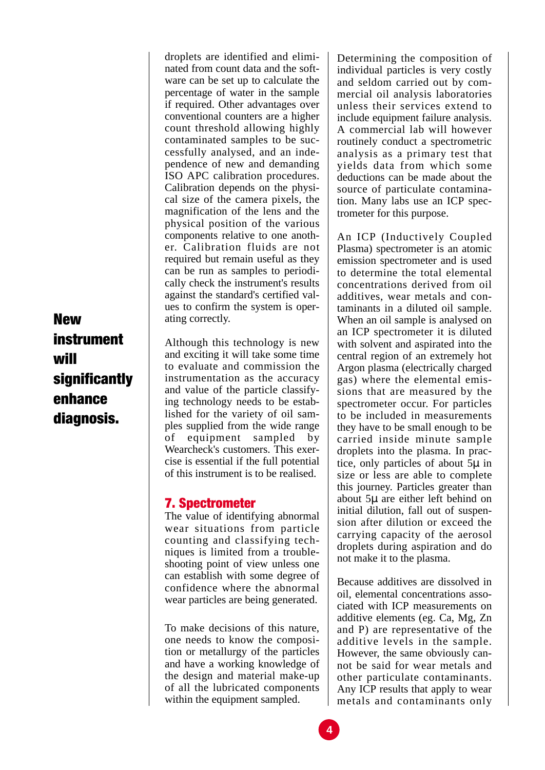**New instrument will significantly enhance diagnosis.**

droplets are identified and eliminated from count data and the software can be set up to calculate the percentage of water in the sample if required. Other advantages over conventional counters are a higher count threshold allowing highly contaminated samples to be successfully analysed, and an independence of new and demanding ISO APC calibration procedures. Calibration depends on the physical size of the camera pixels, the magnification of the lens and the physical position of the various components relative to one another. Calibration fluids are not required but remain useful as they can be run as samples to periodically check the instrument's results against the standard's certified values to confirm the system is operating correctly.

Although this technology is new and exciting it will take some time to evaluate and commission the instrumentation as the accuracy and value of the particle classifying technology needs to be established for the variety of oil samples supplied from the wide range of equipment sampled by Wearcheck's customers. This exercise is essential if the full potential of this instrument is to be realised.

## 7. Spectrometer

The value of identifying abnormal wear situations from particle counting and classifying techniques is limited from a troubleshooting point of view unless one can establish with some degree of confidence where the abnormal wear particles are being generated.

To make decisions of this nature, one needs to know the composition or metallurgy of the particles and have a working knowledge of the design and material make-up of all the lubricated components within the equipment sampled.

Determining the composition of individual particles is very costly and seldom carried out by commercial oil analysis laboratories unless their services extend to include equipment failure analysis. A commercial lab will however routinely conduct a spectrometric analysis as a primary test that yields data from which some deductions can be made about the source of particulate contamination. Many labs use an ICP spectrometer for this purpose.

An ICP (Inductively Coupled Plasma) spectrometer is an atomic emission spectrometer and is used to determine the total elemental concentrations derived from oil additives, wear metals and contaminants in a diluted oil sample. When an oil sample is analysed on an ICP spectrometer it is diluted with solvent and aspirated into the central region of an extremely hot Argon plasma (electrically charged gas) where the elemental emissions that are measured by the spectrometer occur. For particles to be included in measurements they have to be small enough to be carried inside minute sample droplets into the plasma. In practice, only particles of about 5μ in size or less are able to complete this journey. Particles greater than about 5μ are either left behind on initial dilution, fall out of suspension after dilution or exceed the carrying capacity of the aerosol droplets during aspiration and do not make it to the plasma.

Because additives are dissolved in oil, elemental concentrations associated with ICP measurements on additive elements (eg. Ca, Mg, Zn and P) are representative of the additive levels in the sample. However, the same obviously cannot be said for wear metals and other particulate contaminants. Any ICP results that apply to wear metals and contaminants only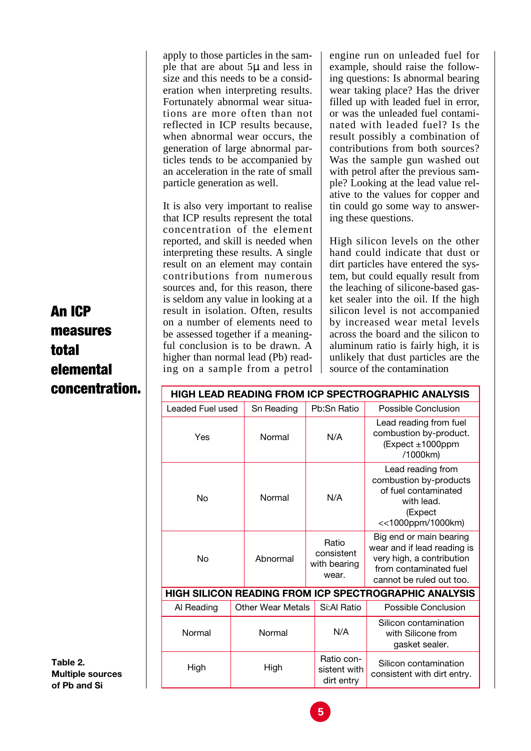apply to those particles in the sample that are about 5μ and less in size and this needs to be a consideration when interpreting results. Fortunately abnormal wear situations are more often than not reflected in ICP results because, when abnormal wear occurs, the generation of large abnormal particles tends to be accompanied by an acceleration in the rate of small particle generation as well.

It is also very important to realise that ICP results represent the total concentration of the element reported, and skill is needed when interpreting these results. A single result on an element may contain contributions from numerous sources and, for this reason, there is seldom any value in looking at a result in isolation. Often, results on a number of elements need to be assessed together if a meaningful conclusion is to be drawn. A higher than normal lead (Pb) reading on a sample from a petrol engine run on unleaded fuel for example, should raise the following questions: Is abnormal bearing wear taking place? Has the driver filled up with leaded fuel in error, or was the unleaded fuel contaminated with leaded fuel? Is the result possibly a combination of contributions from both sources? Was the sample gun washed out with petrol after the previous sample? Looking at the lead value relative to the values for copper and tin could go some way to answering these questions.

High silicon levels on the other hand could indicate that dust or dirt particles have entered the system, but could equally result from the leaching of silicone-based gasket sealer into the oil. If the high silicon level is not accompanied by increased wear metal levels across the board and the silicon to aluminum ratio is fairly high, it is unlikely that dust particles are the source of the contamination

**An ICP measures total elemental concentration.**

| HIGH LEAD READING FROM ICP SPECTROGRAPHIC ANALYSIS | | | |
|---|---|---|---|
| Leaded Fuel used | Sn Reading | Pb:Sn Ratio | Possible Conclusion |
| Yes | Normal | N/A | Lead reading from fuel combustion by-product. (Expect ±1000ppm /1000km) |
| No | Normal | N/A | Lead reading from combustion by-products of fuel contaminated with lead. (Expect <<1000ppm/1000km) |
| No | Abnormal | Ratio consistent with bearing wear. | Big end or main bearing wear and if lead reading is very high, a contribution from contaminated fuel cannot be ruled out too. |
| **HIGH SILICON READING FROM ICP SPECTROGRAPHIC ANALYSIS** | | | |
| Al Reading | Other Wear Metals | Si:Al Ratio | Possible Conclusion |
| Normal | Normal | N/A | Silicon contamination with Silicone from gasket sealer. |
| High | High | Ratio consistent with dirt entry | Silicon contamination consistent with dirt entry. |

**Table 2. Multiple sources of Pb and Si**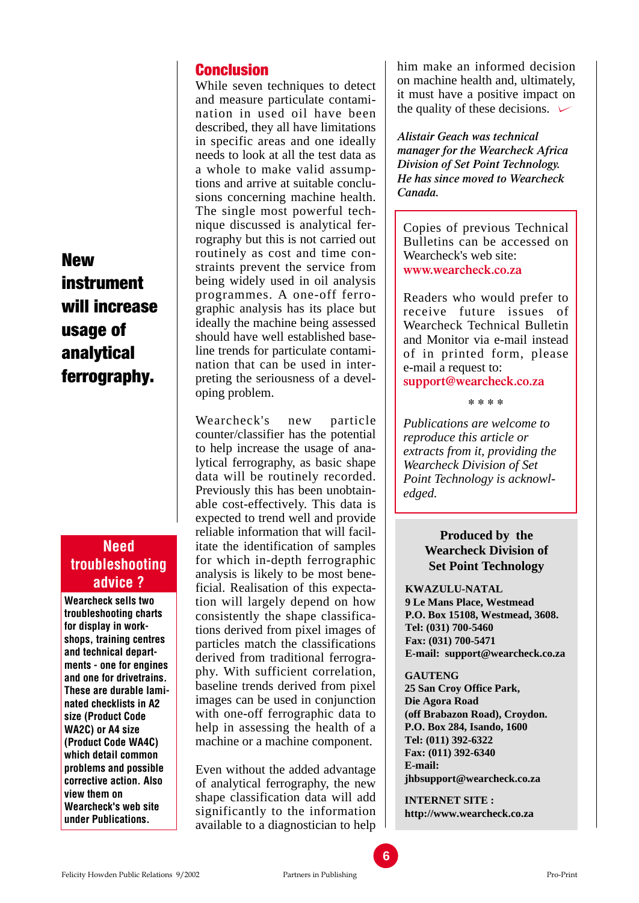**New instrument will increase usage of analytical ferrography.**

## Conclusion

While seven techniques to detect and measure particulate contamination in used oil have been described, they all have limitations in specific areas and one ideally needs to look at all the test data as a whole to make valid assumptions and arrive at suitable conclusions concerning machine health. The single most powerful technique discussed is analytical ferrography but this is not carried out routinely as cost and time constraints prevent the service from being widely used in oil analysis programmes. A one-off ferrographic analysis has its place but ideally the machine being assessed should have well established baseline trends for particulate contamination that can be used in interpreting the seriousness of a developing problem.

Wearcheck's new particle counter/classifier has the potential to help increase the usage of analytical ferrography, as basic shape data will be routinely recorded. Previously this has been unobtainable cost-effectively. This data is expected to trend well and provide reliable information that will facilitate the identification of samples for which in-depth ferrographic analysis is likely to be most beneficial. Realisation of this expectation will largely depend on how consistently the shape classifications derived from pixel images of particles match the classifications derived from traditional ferrography. With sufficient correlation, baseline trends derived from pixel images can be used in conjunction with one-off ferrographic data to help in assessing the health of a machine or a machine component.

Even without the added advantage of analytical ferrography, the new shape classification data will add significantly to the information available to a diagnostician to help him make an informed decision on machine health and, ultimately, it must have a positive impact on the quality of these decisions.

*Alistair Geach was technical manager for the Wearcheck Africa Division of Set Point Technology. He has since moved to Wearcheck Canada.*

### Need troubleshooting advice ?

**Wearcheck sells two troubleshooting charts for display in workshops, training centres and technical departments - one for engines and one for drivetrains. These are durable laminated checklists in A2 size (Product Code WA2C) or A4 size (Product Code WA4C) which detail common problems and possible corrective action. Also view them on Wearcheck's web site under Publications.**

Copies of previous Technical Bulletins can be accessed on Wearcheck's web site: **www.wearcheck.co.za**

Readers who would prefer to receive future issues of Wearcheck Technical Bulletin and Monitor via e-mail instead of in printed form, please e-mail a request to: **support@wearcheck.co.za**

\* \* \* \*

*Publications are welcome to reproduce this article or extracts from it, providing the Wearcheck Division of Set Point Technology is acknowledged.*

**Produced by the Wearcheck Division of Set Point Technology**

**KWAZULU-NATAL**
**9 Le Mans Place, Westmead**
**P.O. Box 15108, Westmead, 3608.**
**Tel: (031) 700-5460**
**Fax: (031) 700-5471**
**E-mail: support@wearcheck.co.za**

**GAUTENG**
**25 San Croy Office Park,**
**Die Agora Road**
**(off Brabazon Road), Croydon.**
**P.O. Box 284, Isando, 1600**
**Tel: (011) 392-6322**
**Fax: (011) 392-6340**
**E-mail:**
**jhbsupport@wearcheck.co.za**

**INTERNET SITE :**
**http://www.wearcheck.co.za**

Felicity Howden Public Relations 9/2002 &nbsp;&nbsp;&nbsp; Partners in Publishing &nbsp;&nbsp;&nbsp; Pro-Print